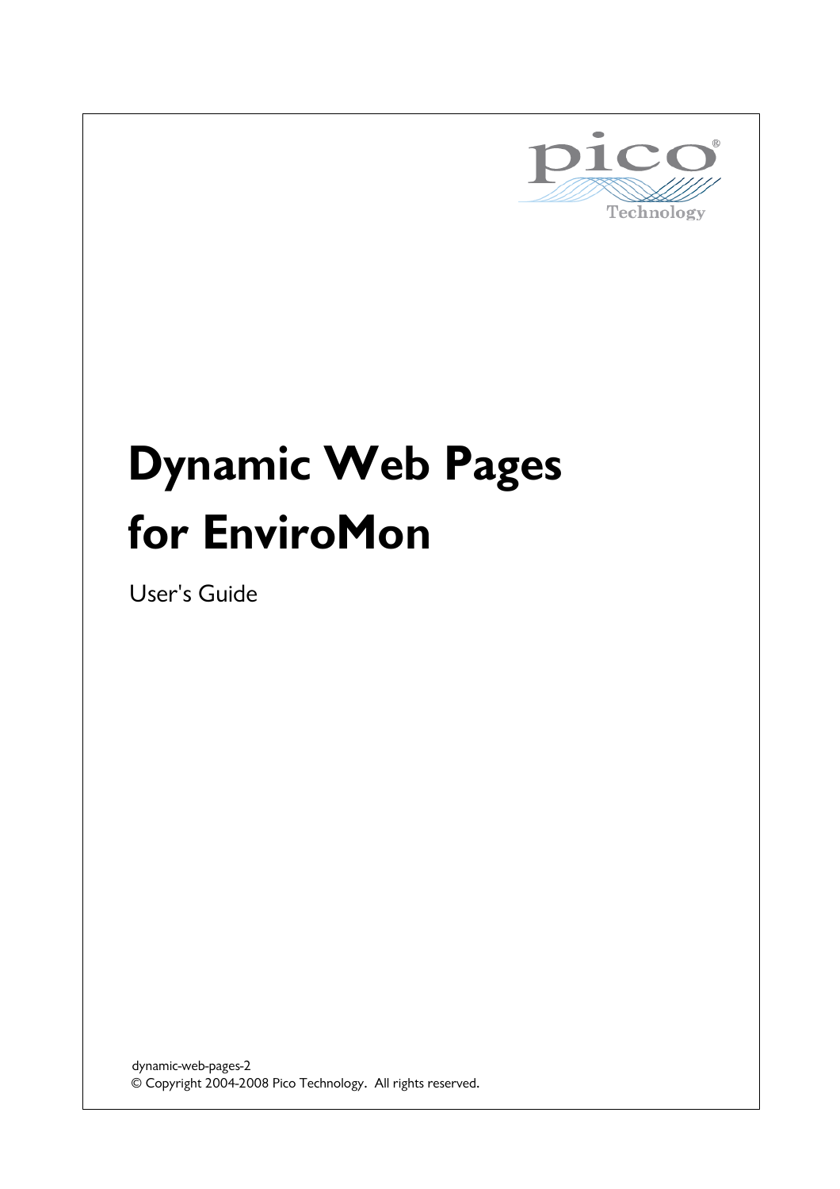# Dynamic Web Pages for EnviroMon

User's Guide

dynamic-web-pages-2
© Copyright 2004-2008 Pico Technology. All rights reserved.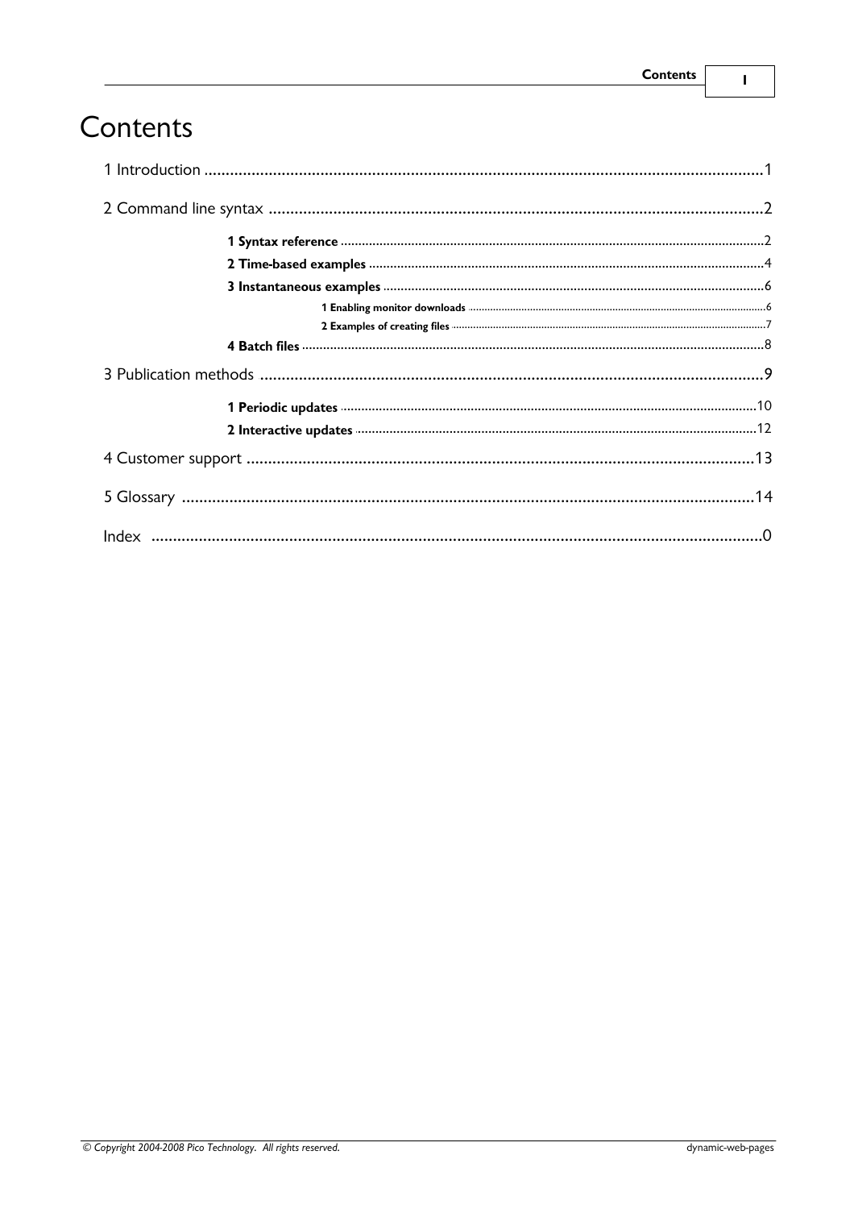# Contents

1 Introduction ................................................................................................................................1

2 Command line syntax ..................................................................................................................2

- **1 Syntax reference** ........................................................................................................................2
- **2 Time-based examples** ................................................................................................................4
- **3 Instantaneous examples** ............................................................................................................6
  - **1 Enabling monitor downloads** ....................................................................................................6
  - **2 Examples of creating files** ........................................................................................................7
- **4 Batch files** ..................................................................................................................................8

3 Publication methods ...................................................................................................................9

- **1 Periodic updates** ......................................................................................................................10
- **2 Interactive updates** ..................................................................................................................12

4 Customer support .....................................................................................................................13

5 Glossary ....................................................................................................................................14

Index ...........................................................................................................................................0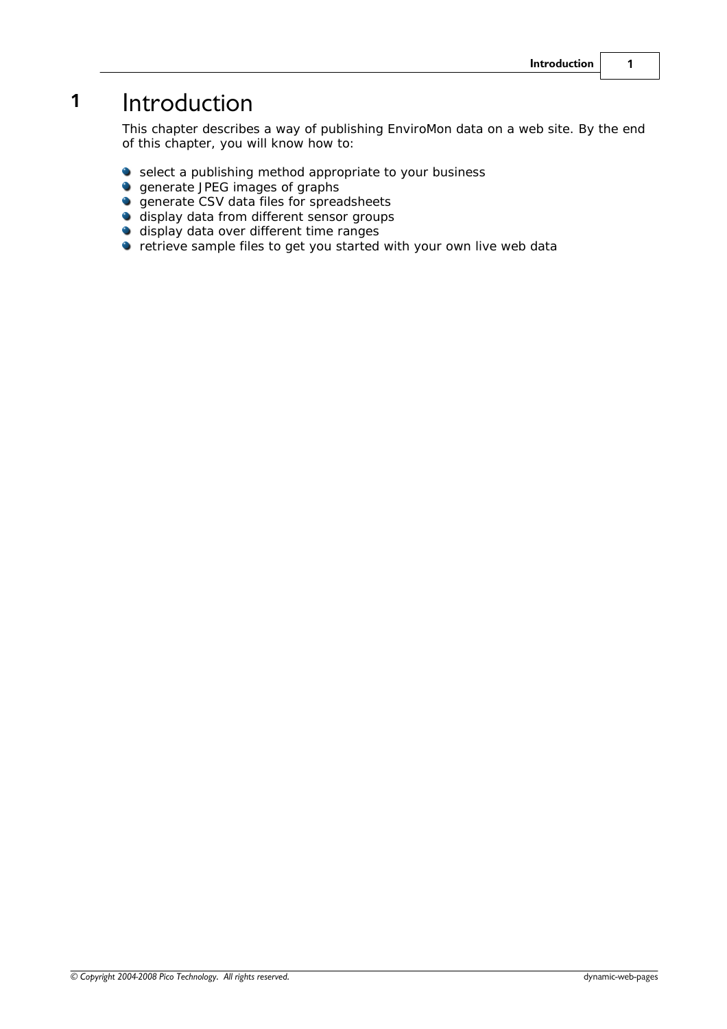# 1 Introduction

This chapter describes a way of publishing EnviroMon data on a web site. By the end of this chapter, you will know how to:

- select a publishing method appropriate to your business
- generate JPEG images of graphs
- generate CSV data files for spreadsheets
- display data from different sensor groups
- display data over different time ranges
- retrieve sample files to get you started with your own live web data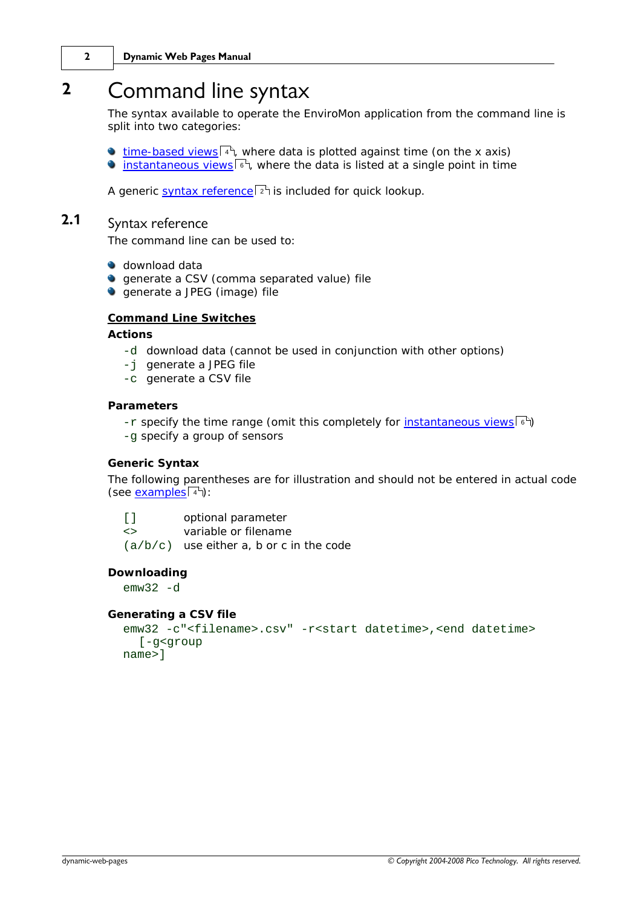# 2 Command line syntax

The syntax available to operate the EnviroMon application from the command line is split into two categories:

- time-based views 4, where data is plotted against time (on the x axis)
- instantaneous views 6, where the data is listed at a single point in time

A generic syntax reference 2 is included for quick lookup.

## 2.1 Syntax reference

The command line can be used to:

- download data
- generate a CSV (comma separated value) file
- generate a JPEG (image) file

**Command Line Switches**

**Actions**

`-d` download data (cannot be used in conjunction with other options)
`-j` generate a JPEG file
`-c` generate a CSV file

**Parameters**

`-r` specify the time range (omit this completely for instantaneous views 6)
`-g` specify a group of sensors

**Generic Syntax**

The following parentheses are for illustration and should not be entered in actual code (see examples 4):

| | |
|---|---|
| `[]` | optional parameter |
| `<>` | variable or filename |
| `(a/b/c)` | use either a, b or c in the code |

**Downloading**

```
emw32 -d
```

**Generating a CSV file**

```
emw32 -c"<filename>.csv" -r<start datetime>,<end datetime>
  [-g<group
name>]
```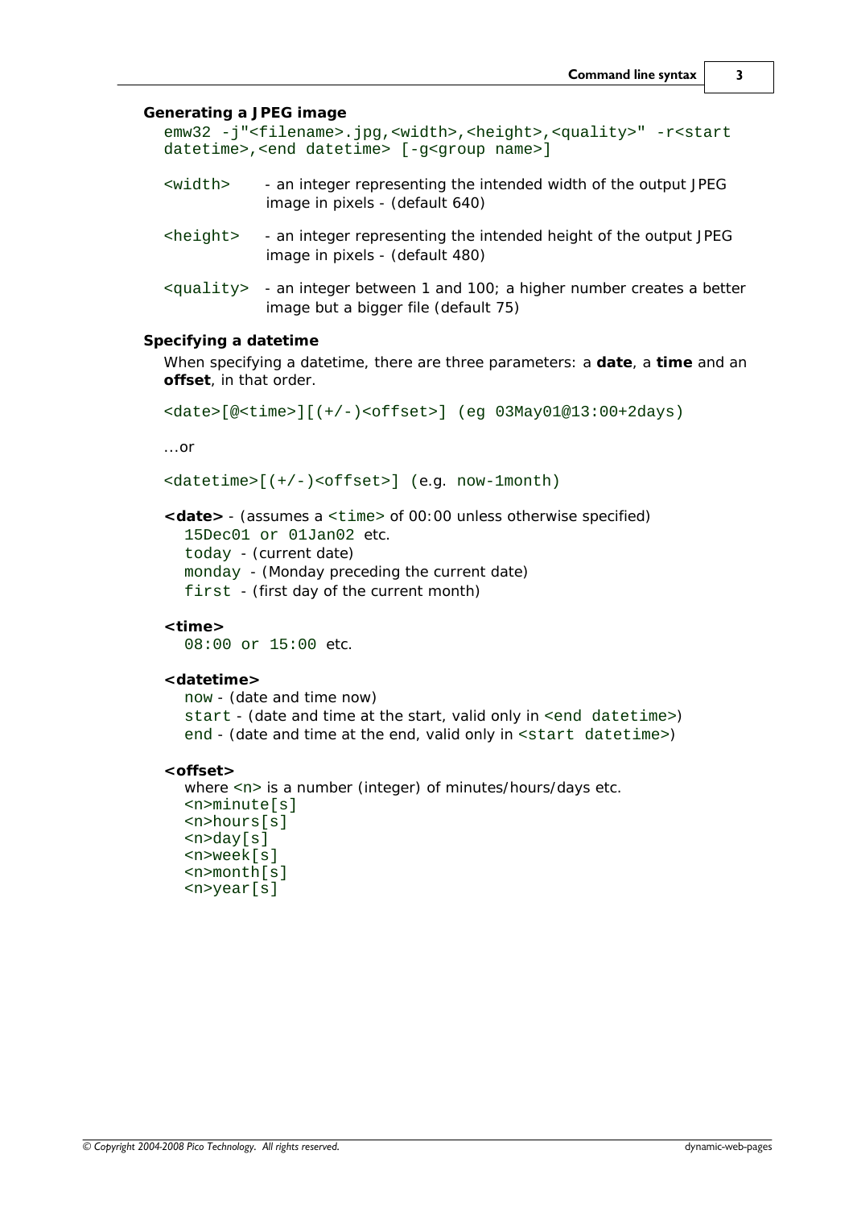### Generating a JPEG image

```
emw32 -j"<filename>.jpg,<width>,<height>,<quality>" -r<start datetime>,<end datetime> [-g<group name>]
```

`<width>` - an integer representing the intended width of the output JPEG image in pixels - (default 640)

`<height>` - an integer representing the intended height of the output JPEG image in pixels - (default 480)

`<quality>` - an integer between 1 and 100; a higher number creates a better image but a bigger file (default 75)

### Specifying a datetime

When specifying a datetime, there are three parameters: a **date**, a **time** and an **offset**, in that order.

```
<date>[@<time>][(+/-)<offset>] (eg 03May01@13:00+2days)
```

…or

`<datetime>[(+/-)<offset>]` (e.g. `now-1month`)

**<date>** - (assumes a `<time>` of 00:00 unless otherwise specified)

- `15Dec01 or 01Jan02` etc.
- `today` - (current date)
- `monday` - (Monday preceding the current date)
- `first` - (first day of the current month)

**<time>**

- `08:00 or 15:00` etc.

**<datetime>**

- `now` - (date and time now)
- `start` - (date and time at the start, valid only in `<end datetime>`)
- `end` - (date and time at the end, valid only in `<start datetime>`)

**<offset>**

where `<n>` is a number (integer) of minutes/hours/days etc.

```
<n>minute[s]
<n>hours[s]
<n>day[s]
<n>week[s]
<n>month[s]
<n>year[s]
```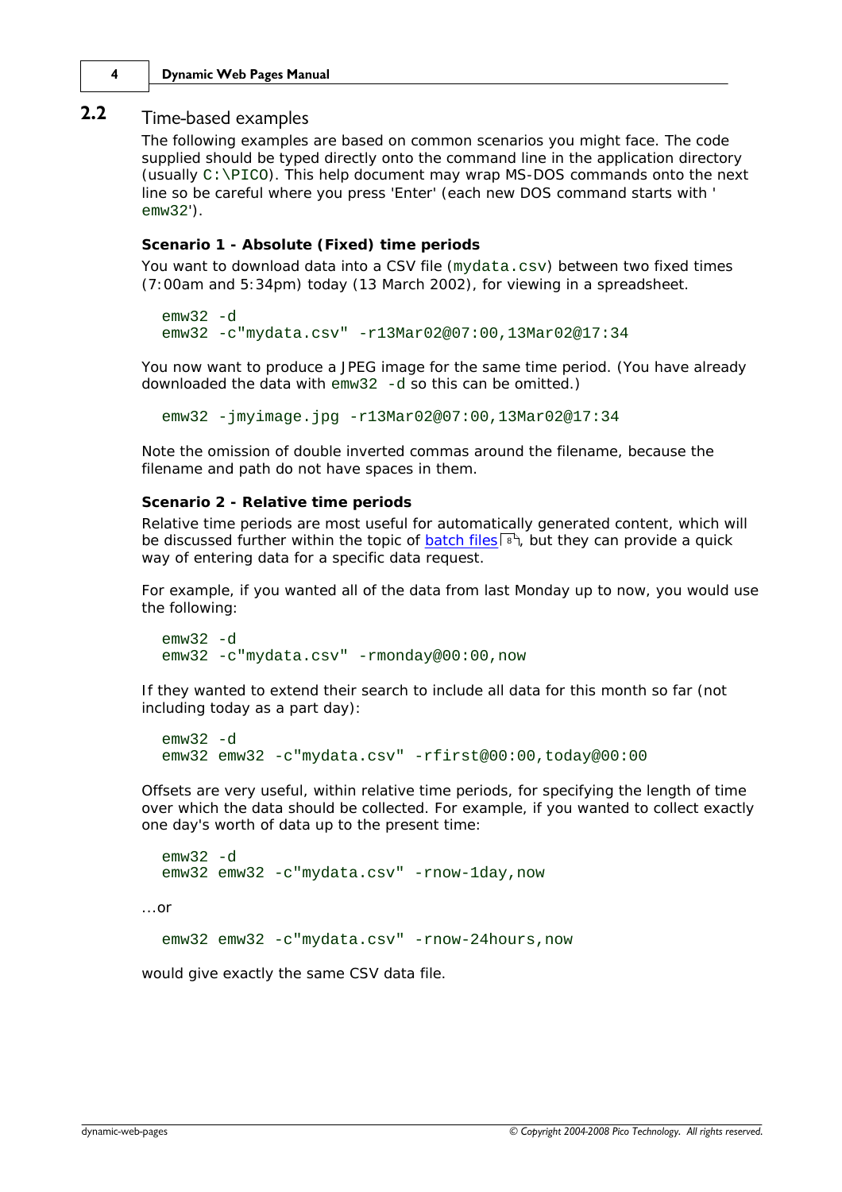## 2.2 Time-based examples

The following examples are based on common scenarios you might face. The code supplied should be typed directly onto the command line in the application directory (usually `C:\PICO`). This help document may wrap MS-DOS commands onto the next line so be careful where you press 'Enter' (each new DOS command starts with '`emw32`').

**Scenario 1 - Absolute (Fixed) time periods**

You want to download data into a CSV file (`mydata.csv`) between two fixed times (7:00am and 5:34pm) today (13 March 2002), for viewing in a spreadsheet.

```
emw32 -d
emw32 -c"mydata.csv" -r13Mar02@07:00,13Mar02@17:34
```

You now want to produce a JPEG image for the same time period. (You have already downloaded the data with `emw32 -d` so this can be omitted.)

```
emw32 -jmyimage.jpg -r13Mar02@07:00,13Mar02@17:34
```

Note the omission of double inverted commas around the filename, because the filename and path do not have spaces in them.

**Scenario 2 - Relative time periods**

Relative time periods are most useful for automatically generated content, which will be discussed further within the topic of batch files 8, but they can provide a quick way of entering data for a specific data request.

For example, if you wanted all of the data from last Monday up to now, you would use the following:

```
emw32 -d
emw32 -c"mydata.csv" -rmonday@00:00,now
```

If they wanted to extend their search to include all data for this month so far (not including today as a part day):

```
emw32 -d
emw32 emw32 -c"mydata.csv" -rfirst@00:00,today@00:00
```

Offsets are very useful, within relative time periods, for specifying the length of time over which the data should be collected. For example, if you wanted to collect exactly one day's worth of data up to the present time:

```
emw32 -d
emw32 emw32 -c"mydata.csv" -rnow-1day,now
```

...or

```
emw32 emw32 -c"mydata.csv" -rnow-24hours,now
```

would give exactly the same CSV data file.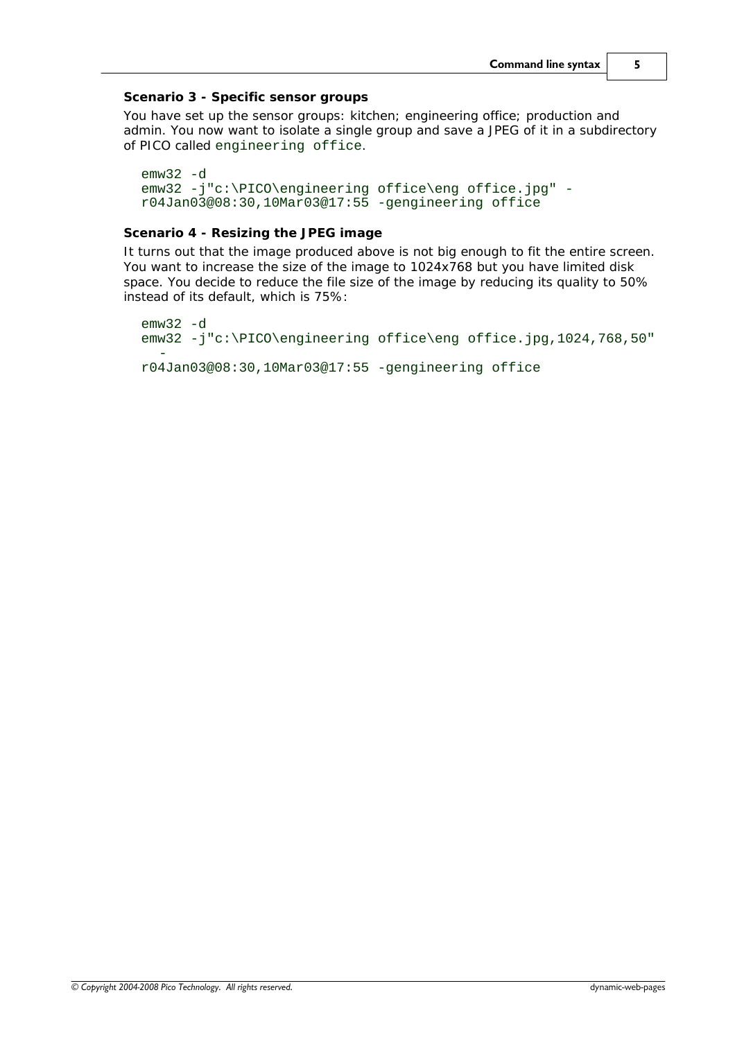### Scenario 3 - Specific sensor groups

You have set up the sensor groups: kitchen; engineering office; production and admin. You now want to isolate a single group and save a JPEG of it in a subdirectory of PICO called `engineering office`.

```
emw32 -d
emw32 -j"c:\PICO\engineering office\eng office.jpg" -
r04Jan03@08:30,10Mar03@17:55 -gengineering office
```

### Scenario 4 - Resizing the JPEG image

It turns out that the image produced above is not big enough to fit the entire screen. You want to increase the size of the image to 1024x768 but you have limited disk space. You decide to reduce the file size of the image by reducing its quality to 50% instead of its default, which is 75%:

```
emw32 -d
emw32 -j"c:\PICO\engineering office\eng office.jpg,1024,768,50"
  -
r04Jan03@08:30,10Mar03@17:55 -gengineering office
```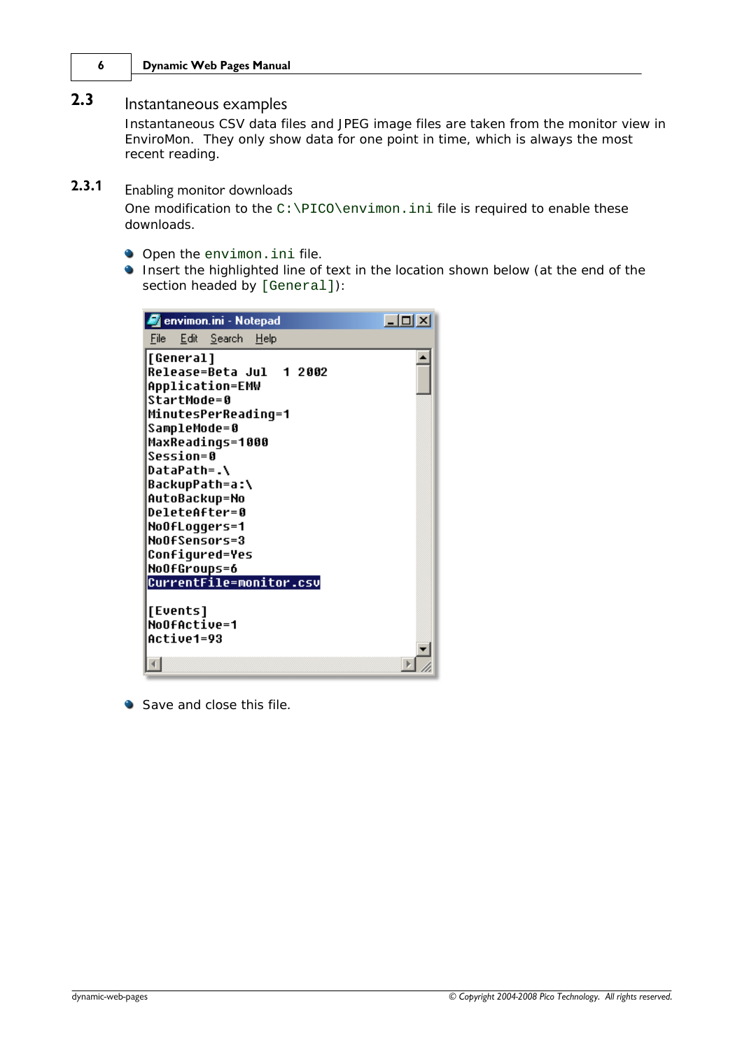## 2.3 Instantaneous examples

Instantaneous CSV data files and JPEG image files are taken from the monitor view in EnviroMon. They only show data for one point in time, which is always the most recent reading.

### 2.3.1 Enabling monitor downloads

One modification to the `C:\PICO\envimon.ini` file is required to enable these downloads.

- Open the `envimon.ini` file.
- Insert the highlighted line of text in the location shown below (at the end of the section headed by `[General]`):

```
[General]
Release=Beta Jul  1 2002
Application=EMW
StartMode=0
MinutesPerReading=1
SampleMode=0
MaxReadings=1000
Session=0
DataPath=.\
BackupPath=a:\
AutoBackup=No
DeleteAfter=0
NoOfLoggers=1
NoOfSensors=3
Configured=Yes
NoOfGroups=6
CurrentFile=monitor.csv

[Events]
NoOfActive=1
Active1=93
```

- Save and close this file.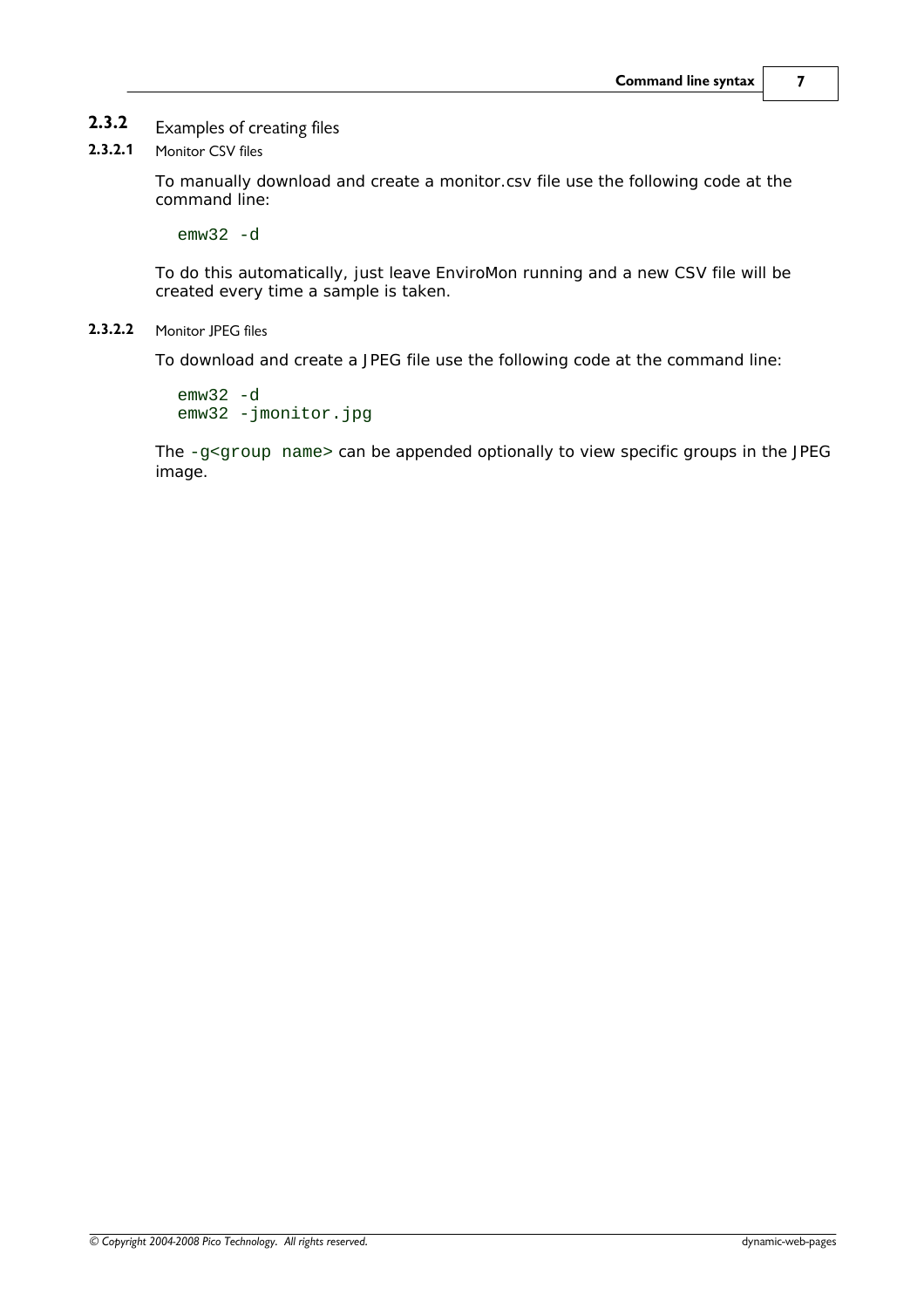## 2.3.2 Examples of creating files

### 2.3.2.1 Monitor CSV files

To manually download and create a monitor.csv file use the following code at the command line:

```
emw32 -d
```

To do this automatically, just leave EnviroMon running and a new CSV file will be created every time a sample is taken.

### 2.3.2.2 Monitor JPEG files

To download and create a JPEG file use the following code at the command line:

```
emw32 -d
emw32 -jmonitor.jpg
```

The `-g<group name>` can be appended optionally to view specific groups in the JPEG image.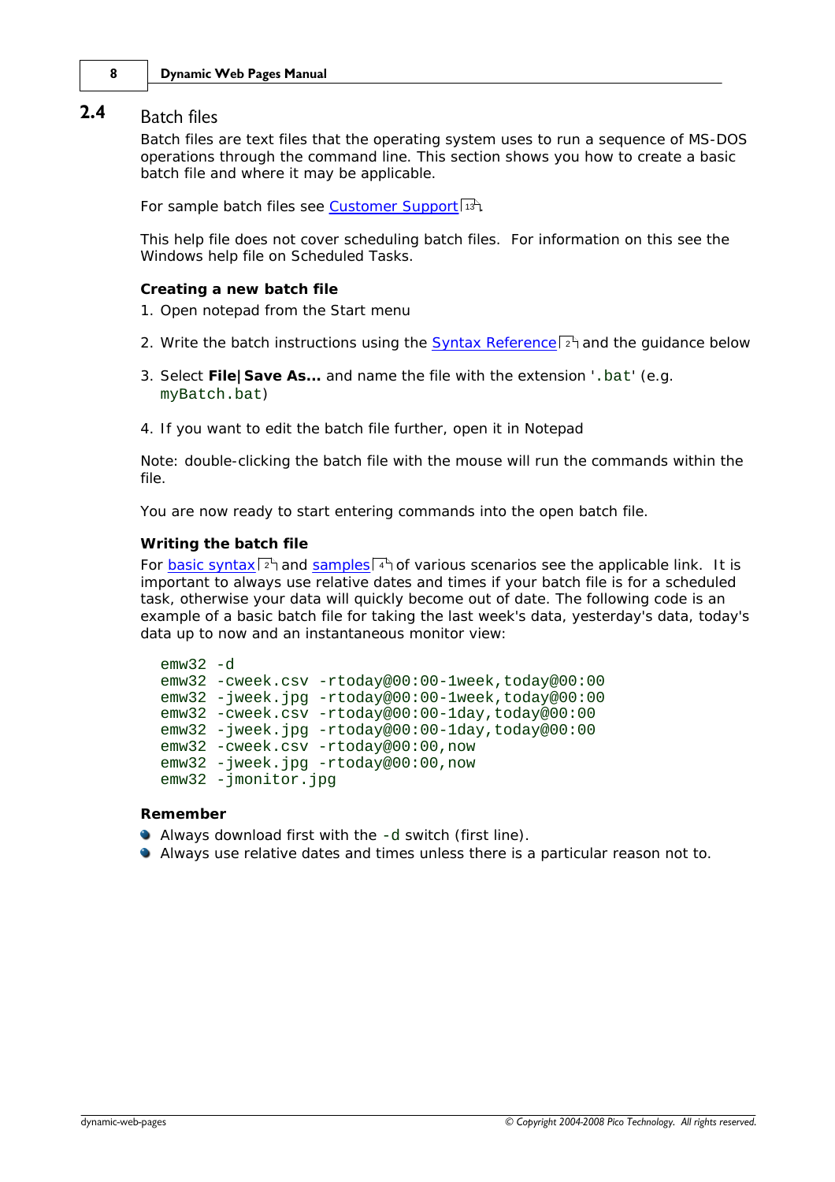## 2.4 Batch files

Batch files are text files that the operating system uses to run a sequence of MS-DOS operations through the command line. This section shows you how to create a basic batch file and where it may be applicable.

For sample batch files see Customer Support [13].

This help file does not cover scheduling batch files. For information on this see the Windows help file on Scheduled Tasks.

**Creating a new batch file**

1. Open notepad from the Start menu
2. Write the batch instructions using the Syntax Reference [2] and the guidance below
3. Select **File|Save As...** and name the file with the extension '`.bat`' (e.g. `myBatch.bat`)
4. If you want to edit the batch file further, open it in Notepad

Note: double-clicking the batch file with the mouse will run the commands within the file.

You are now ready to start entering commands into the open batch file.

**Writing the batch file**

For basic syntax [2] and samples [4] of various scenarios see the applicable link. It is important to always use relative dates and times if your batch file is for a scheduled task, otherwise your data will quickly become out of date. The following code is an example of a basic batch file for taking the last week's data, yesterday's data, today's data up to now and an instantaneous monitor view:

```
emw32 -d
emw32 -cweek.csv -rtoday@00:00-1week,today@00:00
emw32 -jweek.jpg -rtoday@00:00-1week,today@00:00
emw32 -cweek.csv -rtoday@00:00-1day,today@00:00
emw32 -jweek.jpg -rtoday@00:00-1day,today@00:00
emw32 -cweek.csv -rtoday@00:00,now
emw32 -jweek.jpg -rtoday@00:00,now
emw32 -jmonitor.jpg
```

**Remember**

- Always download first with the `-d` switch (first line).
- Always use relative dates and times unless there is a particular reason not to.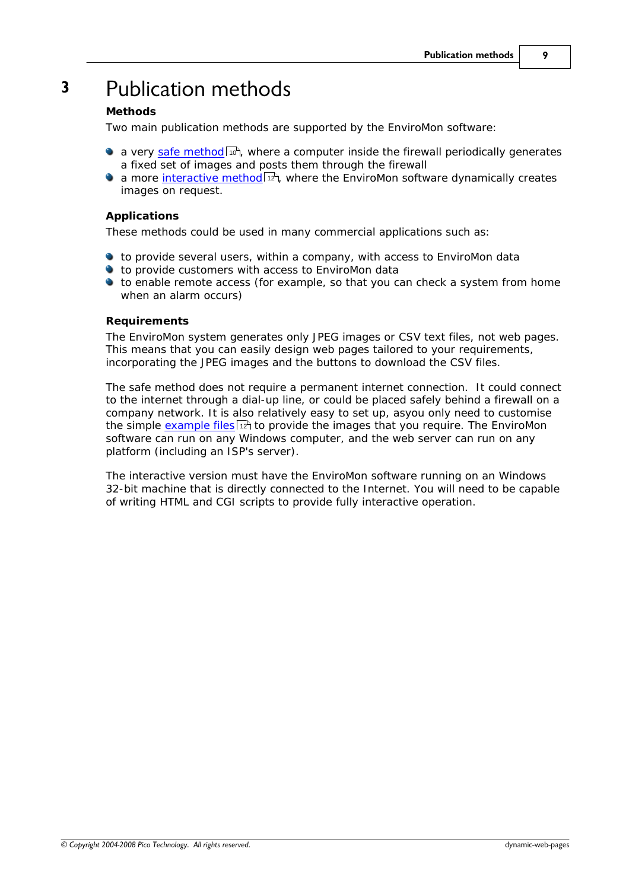# 3 Publication methods

### Methods

Two main publication methods are supported by the EnviroMon software:

- a very safe method [10], where a computer inside the firewall periodically generates a fixed set of images and posts them through the firewall
- a more interactive method [12], where the EnviroMon software dynamically creates images on request.

### Applications

These methods could be used in many commercial applications such as:

- to provide several users, within a company, with access to EnviroMon data
- to provide customers with access to EnviroMon data
- to enable remote access (for example, so that you can check a system from home when an alarm occurs)

### Requirements

The EnviroMon system generates only JPEG images or CSV text files, not web pages. This means that you can easily design web pages tailored to your requirements, incorporating the JPEG images and the buttons to download the CSV files.

The safe method does not require a permanent internet connection. It could connect to the internet through a dial-up line, or could be placed safely behind a firewall on a company network. It is also relatively easy to set up, asyou only need to customise the simple example files [12] to provide the images that you require. The EnviroMon software can run on any Windows computer, and the web server can run on any platform (including an ISP's server).

The interactive version must have the EnviroMon software running on an Windows 32-bit machine that is directly connected to the Internet. You will need to be capable of writing HTML and CGI scripts to provide fully interactive operation.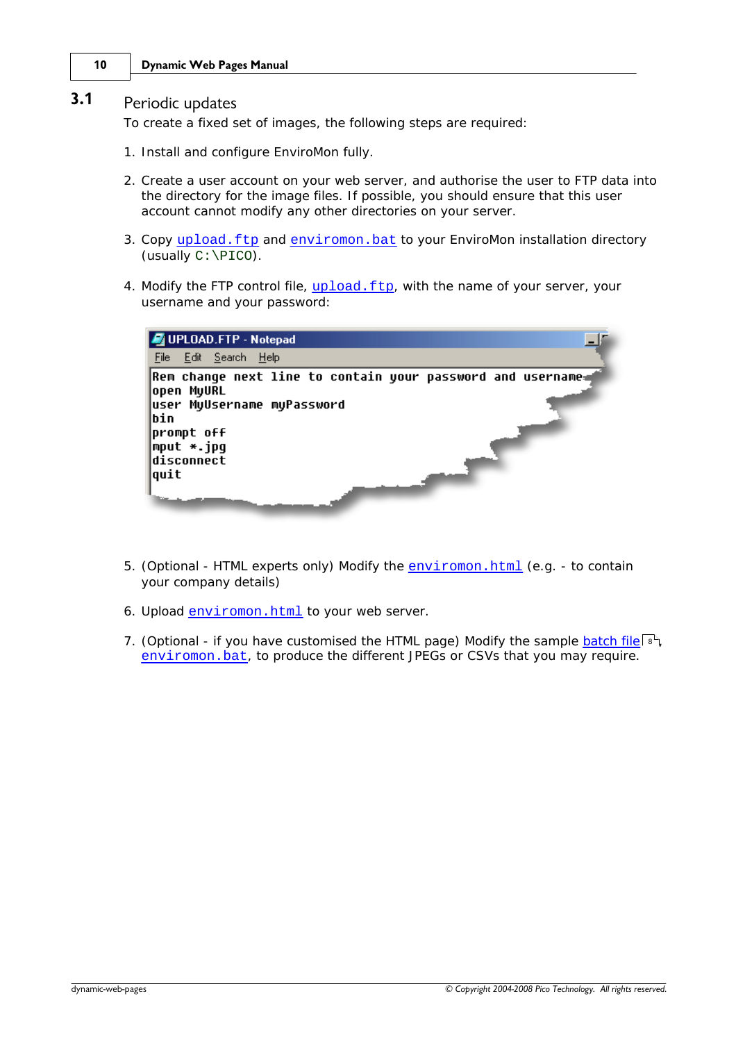## 3.1 Periodic updates

To create a fixed set of images, the following steps are required:

1. Install and configure EnviroMon fully.

2. Create a user account on your web server, and authorise the user to FTP data into the directory for the image files. If possible, you should ensure that this user account cannot modify any other directories on your server.

3. Copy `upload.ftp` and `enviromon.bat` to your EnviroMon installation directory (usually `C:\PICO`).

4. Modify the FTP control file, `upload.ftp`, with the name of your server, your username and your password:

   ```
   Rem change next line to contain your password and username
   open MyURL
   user MyUsername myPassword
   bin
   prompt off
   mput *.jpg
   disconnect
   quit
   ```

5. (Optional - HTML experts only) Modify the `enviromon.html` (e.g. - to contain your company details)

6. Upload `enviromon.html` to your web server.

7. (Optional - if you have customised the HTML page) Modify the sample batch file [8], `enviromon.bat`, to produce the different JPEGs or CSVs that you may require.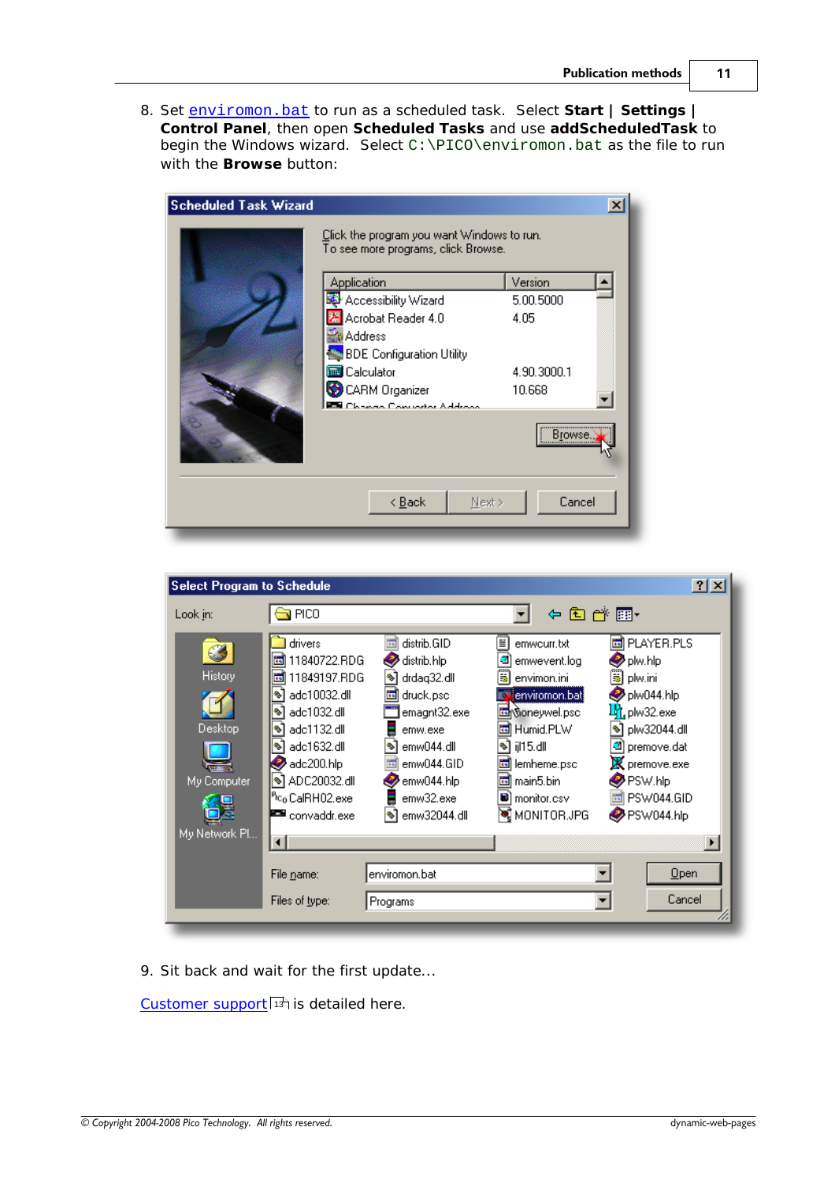8. Set environmon.bat to run as a scheduled task. Select **Start | Settings | Control Panel**, then open **Scheduled Tasks** and use **addScheduledTask** to begin the Windows wizard. Select `C:\PICO\environmon.bat` as the file to run with the **Browse** button:

9. Sit back and wait for the first update...

Customer support is detailed here.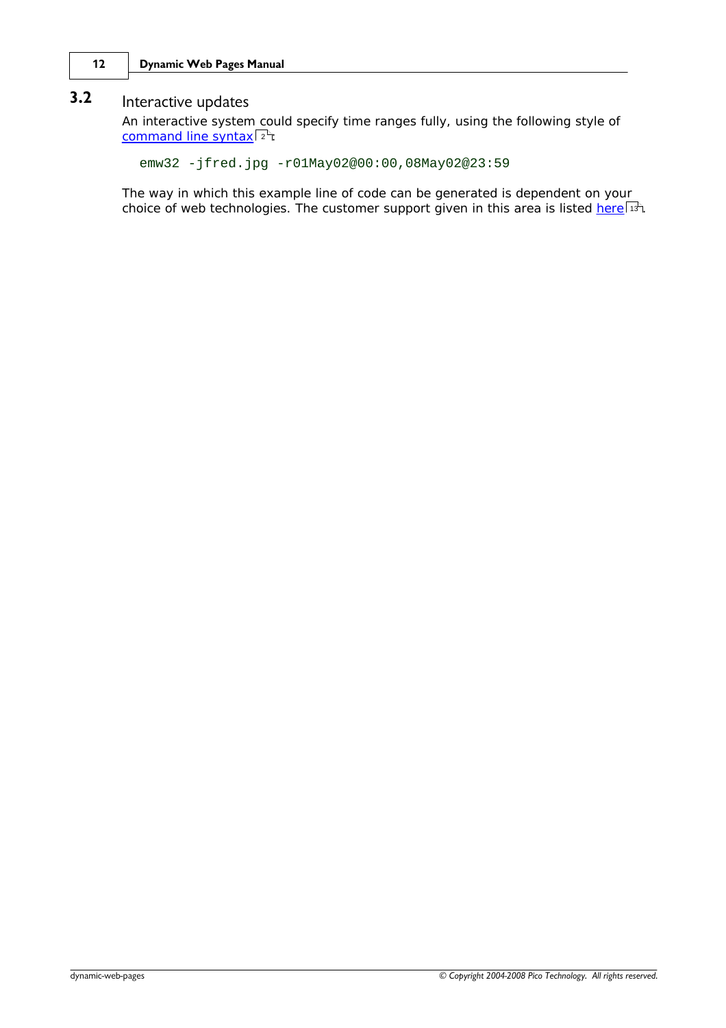## 3.2 Interactive updates

An interactive system could specify time ranges fully, using the following style of command line syntax [2]:

```
emw32 -jfred.jpg -r01May02@00:00,08May02@23:59
```

The way in which this example line of code can be generated is dependent on your choice of web technologies. The customer support given in this area is listed here [13].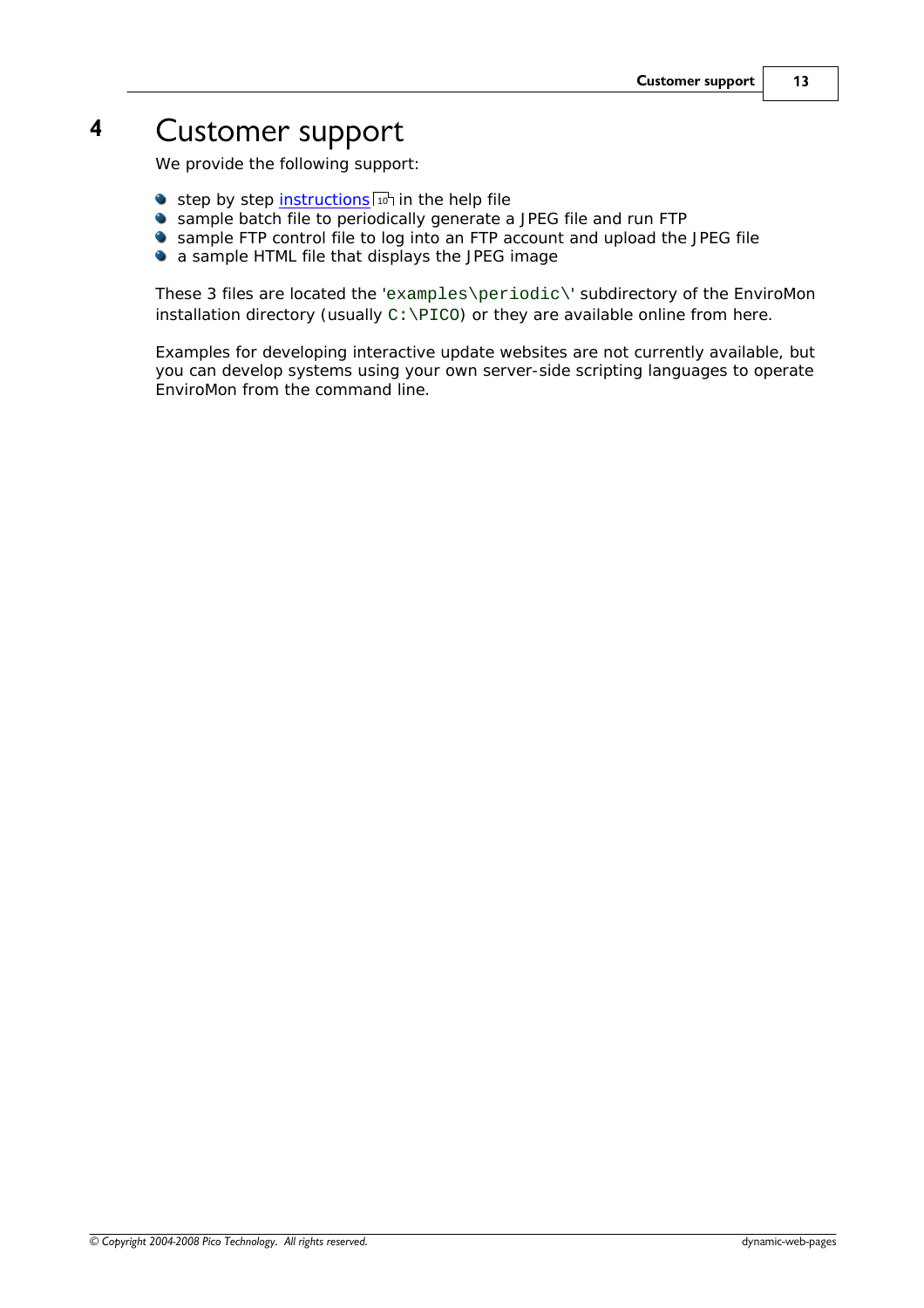# 4 Customer support

We provide the following support:

- step by step instructions 10 in the help file
- sample batch file to periodically generate a JPEG file and run FTP
- sample FTP control file to log into an FTP account and upload the JPEG file
- a sample HTML file that displays the JPEG image

These 3 files are located the '`examples\periodic\`' subdirectory of the EnviroMon installation directory (usually `C:\PICO`) or they are available online from here.

Examples for developing interactive update websites are not currently available, but you can develop systems using your own server-side scripting languages to operate EnviroMon from the command line.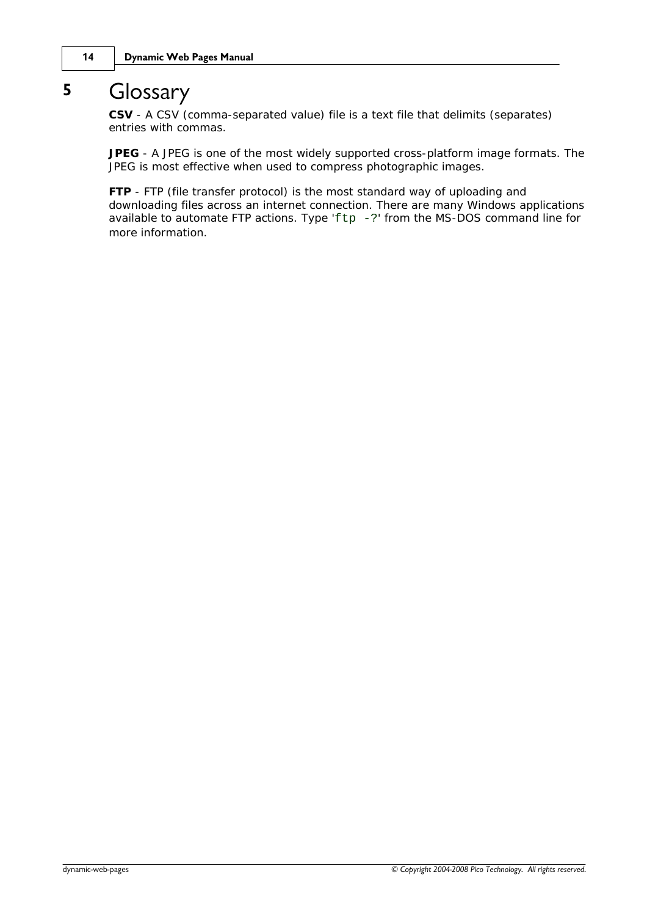# 5 Glossary

**CSV** - A CSV (comma-separated value) file is a text file that delimits (separates) entries with commas.

**JPEG** - A JPEG is one of the most widely supported cross-platform image formats. The JPEG is most effective when used to compress photographic images.

**FTP** - FTP (file transfer protocol) is the most standard way of uploading and downloading files across an internet connection. There are many Windows applications available to automate FTP actions. Type '`ftp -?`' from the MS-DOS command line for more information.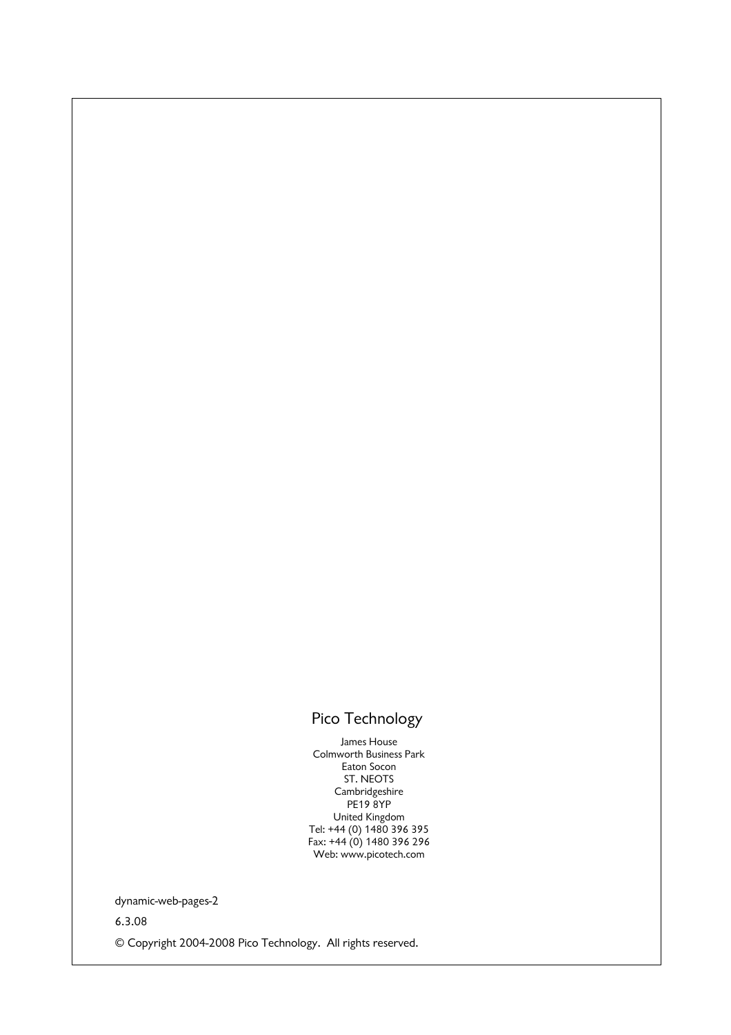## Pico Technology

James House
Colmworth Business Park
Eaton Socon
ST. NEOTS
Cambridgeshire
PE19 8YP
United Kingdom
Tel: +44 (0) 1480 396 395
Fax: +44 (0) 1480 396 296
Web: www.picotech.com

dynamic-web-pages-2

6.3.08

© Copyright 2004-2008 Pico Technology. All rights reserved.